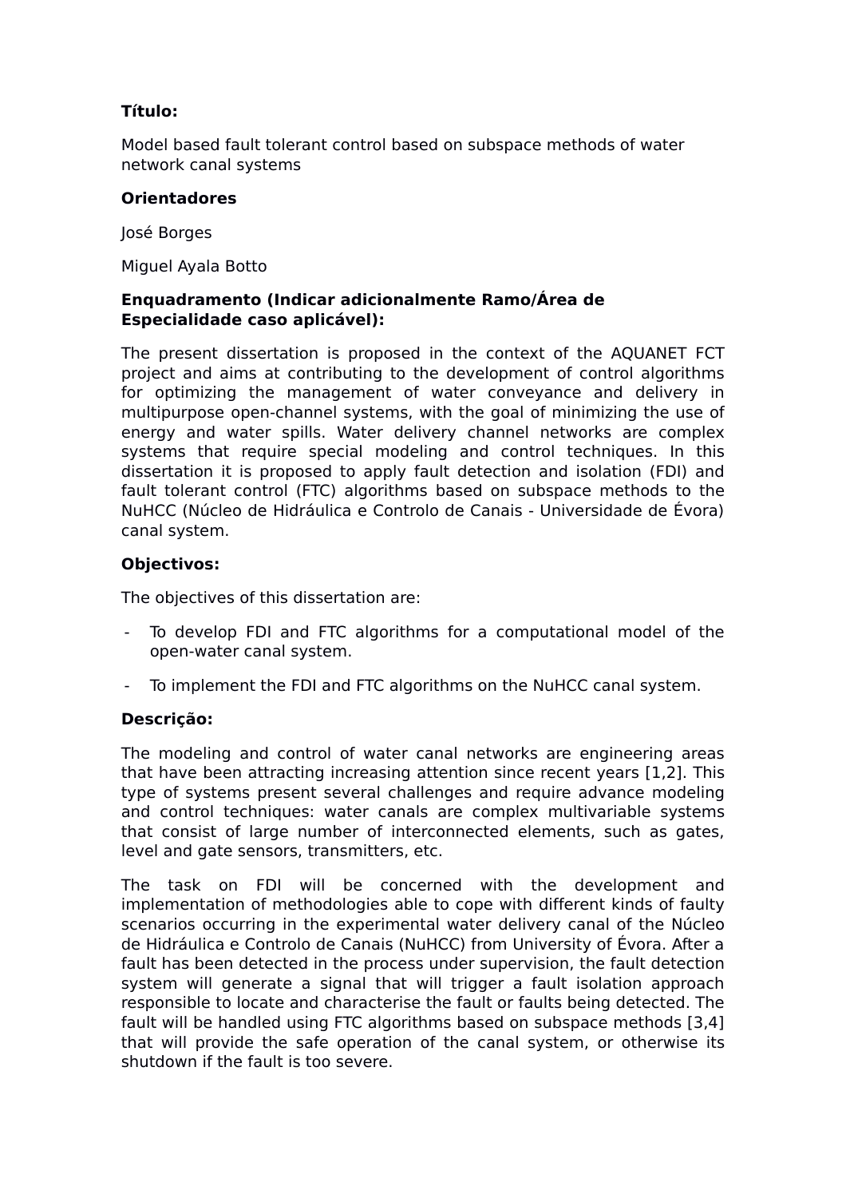**Título:**

Model based fault tolerant control based on subspace methods of water network canal systems

**Orientadores**

José Borges

Miguel Ayala Botto

**Enquadramento (Indicar adicionalmente Ramo/Área de Especialidade caso aplicável):**

The present dissertation is proposed in the context of the AQUANET FCT project and aims at contributing to the development of control algorithms for optimizing the management of water conveyance and delivery in multipurpose open-channel systems, with the goal of minimizing the use of energy and water spills. Water delivery channel networks are complex systems that require special modeling and control techniques. In this dissertation it is proposed to apply fault detection and isolation (FDI) and fault tolerant control (FTC) algorithms based on subspace methods to the NuHCC (Núcleo de Hidráulica e Controlo de Canais - Universidade de Évora) canal system.

**Objectivos:**

The objectives of this dissertation are:

- To develop FDI and FTC algorithms for a computational model of the open-water canal system.
- To implement the FDI and FTC algorithms on the NuHCC canal system.

**Descrição:**

The modeling and control of water canal networks are engineering areas that have been attracting increasing attention since recent years [1,2]. This type of systems present several challenges and require advance modeling and control techniques: water canals are complex multivariable systems that consist of large number of interconnected elements, such as gates, level and gate sensors, transmitters, etc.

The task on FDI will be concerned with the development and implementation of methodologies able to cope with different kinds of faulty scenarios occurring in the experimental water delivery canal of the Núcleo de Hidráulica e Controlo de Canais (NuHCC) from University of Évora. After a fault has been detected in the process under supervision, the fault detection system will generate a signal that will trigger a fault isolation approach responsible to locate and characterise the fault or faults being detected. The fault will be handled using FTC algorithms based on subspace methods [3,4] that will provide the safe operation of the canal system, or otherwise its shutdown if the fault is too severe.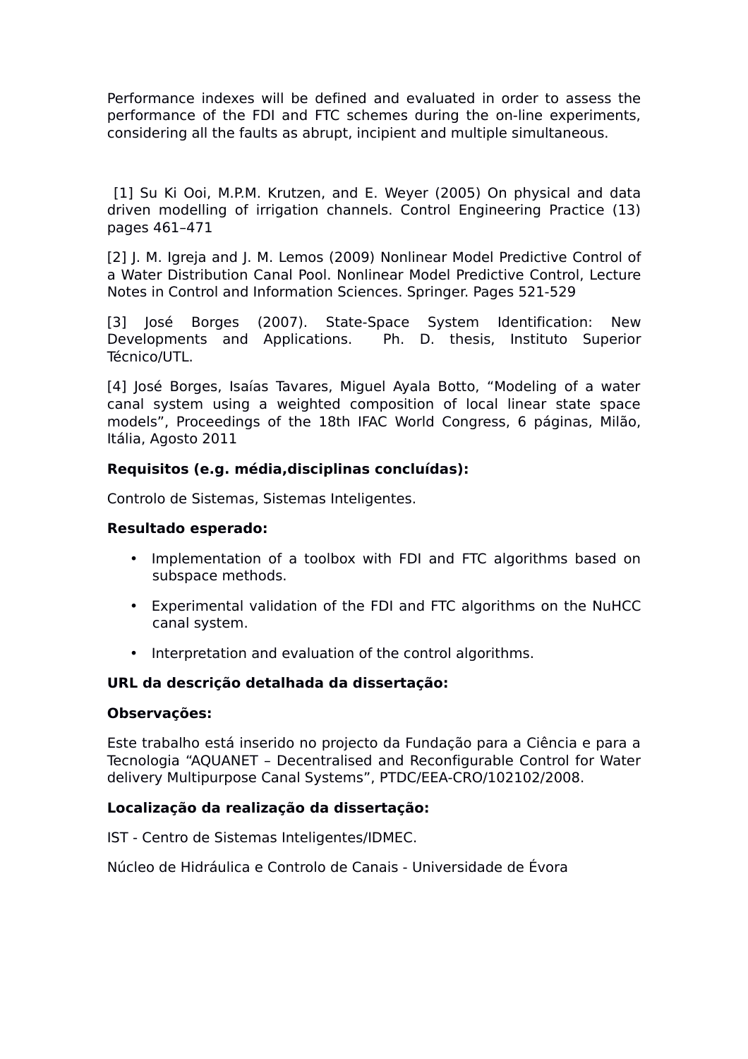Performance indexes will be defined and evaluated in order to assess the performance of the FDI and FTC schemes during the on-line experiments, considering all the faults as abrupt, incipient and multiple simultaneous.

[1] Su Ki Ooi, M.P.M. Krutzen, and E. Weyer (2005) On physical and data driven modelling of irrigation channels. Control Engineering Practice (13) pages 461–471

[2] J. M. Igreja and J. M. Lemos (2009) Nonlinear Model Predictive Control of a Water Distribution Canal Pool. Nonlinear Model Predictive Control, Lecture Notes in Control and Information Sciences. Springer. Pages 521-529

[3] José Borges (2007). State-Space System Identification: New Developments and Applications. Ph. D. thesis, Instituto Superior Técnico/UTL.

[4] José Borges, Isaías Tavares, Miguel Ayala Botto, "Modeling of a water canal system using a weighted composition of local linear state space models", Proceedings of the 18th IFAC World Congress, 6 páginas, Milão, Itália, Agosto 2011

**Requisitos (e.g. média,disciplinas concluídas):**

Controlo de Sistemas, Sistemas Inteligentes.

**Resultado esperado:**

- Implementation of a toolbox with FDI and FTC algorithms based on subspace methods.
- Experimental validation of the FDI and FTC algorithms on the NuHCC canal system.
- Interpretation and evaluation of the control algorithms.

**URL da descrição detalhada da dissertação:**

**Observações:**

Este trabalho está inserido no projecto da Fundação para a Ciência e para a Tecnologia "AQUANET – Decentralised and Reconfigurable Control for Water delivery Multipurpose Canal Systems", PTDC/EEA-CRO/102102/2008.

**Localização da realização da dissertação:**

IST - Centro de Sistemas Inteligentes/IDMEC.

Núcleo de Hidráulica e Controlo de Canais - Universidade de Évora